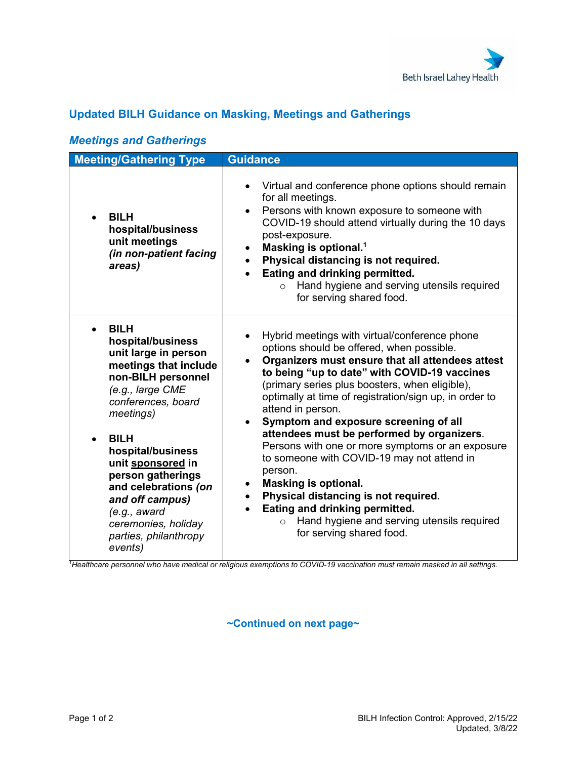## Updated BILH Guidance on Masking, Meetings and Gatherings

### *Meetings and Gatherings*

| Meeting/Gathering Type | Guidance |
| --- | --- |
| • **BILH hospital/business unit meetings** ***(in non-patient facing areas)*** | • Virtual and conference phone options should remain for all meetings.<br>• Persons with known exposure to someone with COVID-19 should attend virtually during the 10 days post-exposure.<br>• **Masking is optional.**[1]<br>• **Physical distancing is not required.**<br>• **Eating and drinking permitted.**<br>  ○ Hand hygiene and serving utensils required for serving shared food. |
| • **BILH hospital/business unit large in person meetings that include non-BILH personnel** *(e.g., large CME conferences, board meetings)*<br><br>• **BILH hospital/business unit <u>sponsored</u> in person gatherings and celebrations** ***(on and off campus)*** *(e.g., award ceremonies, holiday parties, philanthropy events)* | • Hybrid meetings with virtual/conference phone options should be offered, when possible.<br>• **Organizers must ensure that all attendees attest to being "up to date" with COVID-19 vaccines** (primary series plus boosters, when eligible), optimally at time of registration/sign up, in order to attend in person.<br>• **Symptom and exposure screening of all attendees must be performed by organizers**. Persons with one or more symptoms or an exposure to someone with COVID-19 may not attend in person.<br>• **Masking is optional.**<br>• **Physical distancing is not required.**<br>• **Eating and drinking permitted.**<br>  ○ Hand hygiene and serving utensils required for serving shared food. |

*[1]Healthcare personnel who have medical or religious exemptions to COVID-19 vaccination must remain masked in all settings.*

**~Continued on next page~**

BILH Infection Control: Approved, 2/15/22
Updated, 3/8/22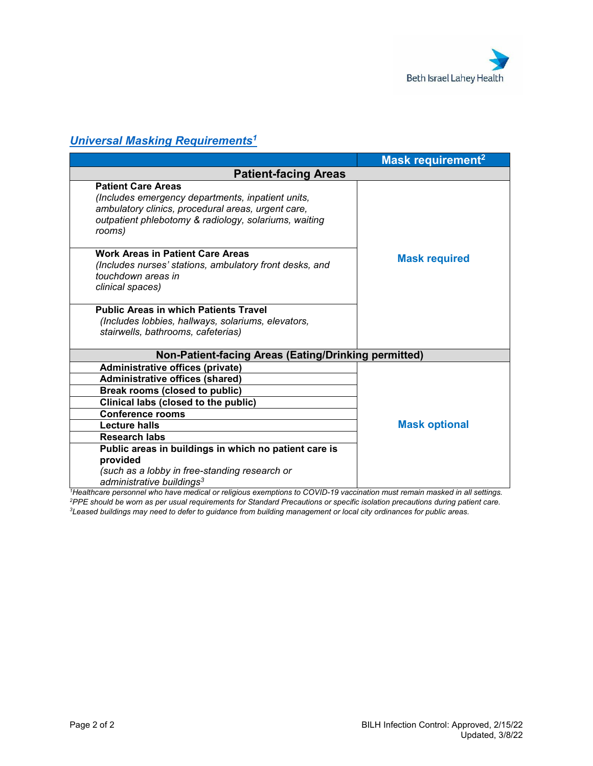## *Universal Masking Requirements*[1]

| | Mask requirement[2] |
|---|---|
| **Patient-facing Areas** | |
| **Patient Care Areas** *(Includes emergency departments, inpatient units, ambulatory clinics, procedural areas, urgent care, outpatient phlebotomy & radiology, solariums, waiting rooms)* | Mask required |
| **Work Areas in Patient Care Areas** *(Includes nurses' stations, ambulatory front desks, and touchdown areas in clinical spaces)* | Mask required |
| **Public Areas in which Patients Travel** *(Includes lobbies, hallways, solariums, elevators, stairwells, bathrooms, cafeterias)* | Mask required |
| **Non-Patient-facing Areas (Eating/Drinking permitted)** | |
| **Administrative offices (private)** | Mask optional |
| **Administrative offices (shared)** | Mask optional |
| **Break rooms (closed to public)** | Mask optional |
| **Clinical labs (closed to the public)** | Mask optional |
| **Conference rooms** | Mask optional |
| **Lecture halls** | Mask optional |
| **Research labs** | Mask optional |
| **Public areas in buildings in which no patient care is provided** *(such as a lobby in free-standing research or administrative buildings[3]* | Mask optional |

*[1]Healthcare personnel who have medical or religious exemptions to COVID-19 vaccination must remain masked in all settings.*
*[2]PPE should be worn as per usual requirements for Standard Precautions or specific isolation precautions during patient care.*
*[3]Leased buildings may need to defer to guidance from building management or local city ordinances for public areas.*

BILH Infection Control: Approved, 2/15/22
Updated, 3/8/22